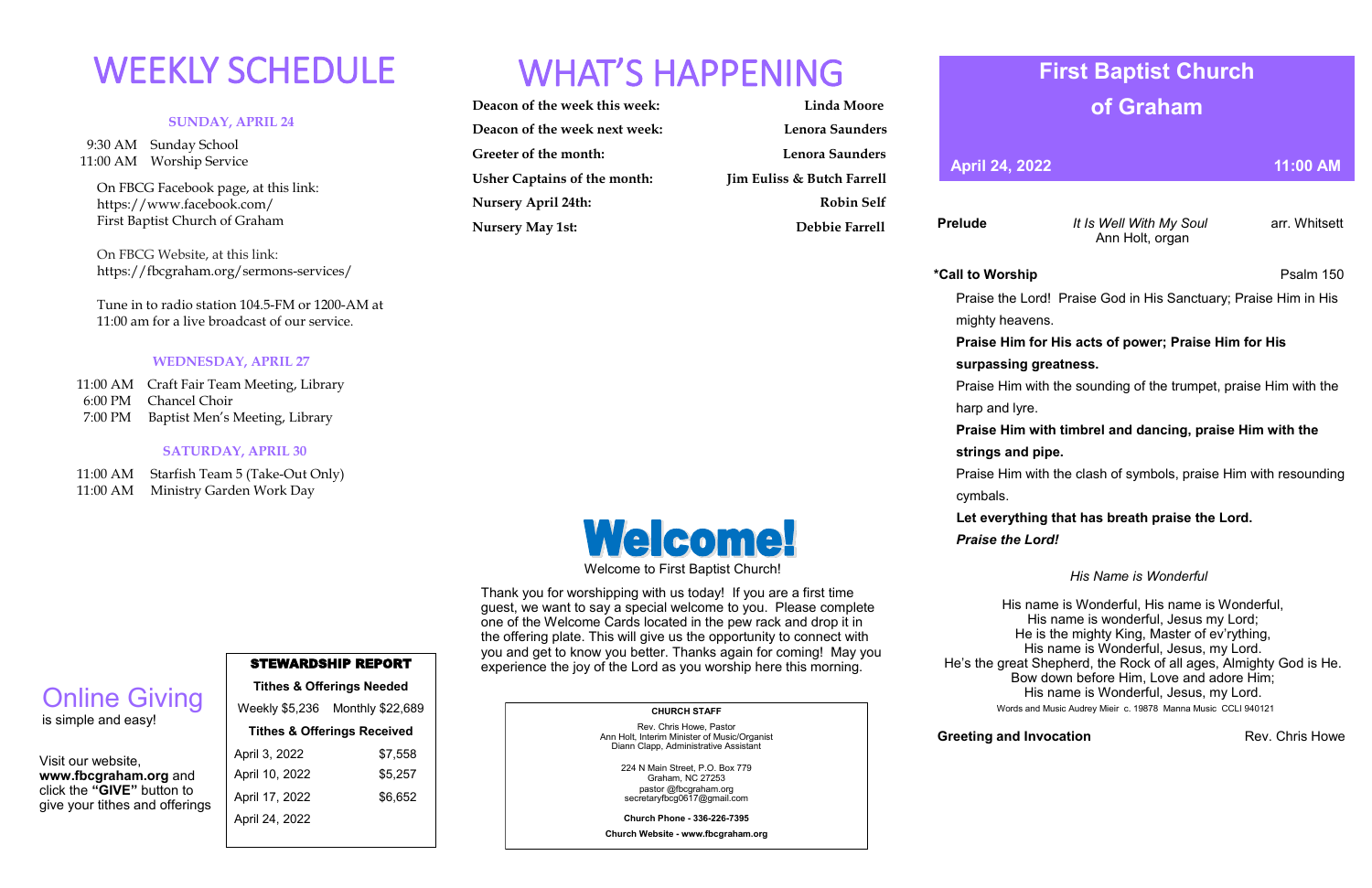# WEEKLY SCHEDULE

### SUNDAY, APRIL 24

9:30 AM Sunday School
11:00 AM Worship Service

On FBCG Facebook page, at this link:
https://www.facebook.com/
First Baptist Church of Graham

On FBCG Website, at this link:
https://fbcgraham.org/sermons-services/

Tune in to radio station 104.5-FM or 1200-AM at 11:00 am for a live broadcast of our service.

### WEDNESDAY, APRIL 27

11:00 AM Craft Fair Team Meeting, Library
6:00 PM Chancel Choir
7:00 PM Baptist Men's Meeting, Library

### SATURDAY, APRIL 30

11:00 AM Starfish Team 5 (Take-Out Only)
11:00 AM Ministry Garden Work Day

## Online Giving

is simple and easy!

Visit our website, **www.fbcgraham.org** and click the **"GIVE"** button to give your tithes and offerings

| STEWARDSHIP REPORT | |
|---|---|
| **Tithes & Offerings Needed** | |
| Weekly $5,236 | Monthly $22,689 |
| **Tithes & Offerings Received** | |
| April 3, 2022 | $7,558 |
| April 10, 2022 | $5,257 |
| April 17, 2022 | $6,652 |
| April 24, 2022 | |

# WHAT'S HAPPENING

| | |
|---|---|
| **Deacon of the week this week:** | **Linda Moore** |
| **Deacon of the week next week:** | **Lenora Saunders** |
| **Greeter of the month:** | **Lenora Saunders** |
| **Usher Captains of the month:** | **Jim Euliss & Butch Farrell** |
| **Nursery April 24th:** | **Robin Self** |
| **Nursery May 1st:** | **Debbie Farrell** |

## Welcome!

Welcome to First Baptist Church!

Thank you for worshipping with us today! If you are a first time guest, we want to say a special welcome to you. Please complete one of the Welcome Cards located in the pew rack and drop it in the offering plate. This will give us the opportunity to connect with you and get to know you better. Thanks again for coming! May you experience the joy of the Lord as you worship here this morning.

**CHURCH STAFF**

Rev. Chris Howe, Pastor
Ann Holt, Interim Minister of Music/Organist
Diann Clapp, Administrative Assistant

224 N Main Street, P.O. Box 779
Graham, NC 27253
pastor @fbcgraham.org
secretaryfbcg0617@gmail.com

**Church Phone - 336-226-7395**

**Church Website - www.fbcgraham.org**

# First Baptist Church of Graham

**April 24, 2022** **11:00 AM**

**Prelude** *It Is Well With My Soul* arr. Whitsett
Ann Holt, organ

**\*Call to Worship** Psalm 150

Praise the Lord! Praise God in His Sanctuary; Praise Him in His mighty heavens.

**Praise Him for His acts of power; Praise Him for His surpassing greatness.**

Praise Him with the sounding of the trumpet, praise Him with the harp and lyre.

**Praise Him with timbrel and dancing, praise Him with the strings and pipe.**

Praise Him with the clash of symbols, praise Him with resounding cymbals.

**Let everything that has breath praise the Lord.**

***Praise the Lord!***

*His Name is Wonderful*

His name is Wonderful, His name is Wonderful,
His name is wonderful, Jesus my Lord;
He is the mighty King, Master of ev'rything,
His name is Wonderful, Jesus, my Lord.
He's the great Shepherd, the Rock of all ages, Almighty God is He.
Bow down before Him, Love and adore Him;
His name is Wonderful, Jesus, my Lord.

Words and Music Audrey Mieir c. 19878 Manna Music CCLI 940121

**Greeting and Invocation** Rev. Chris Howe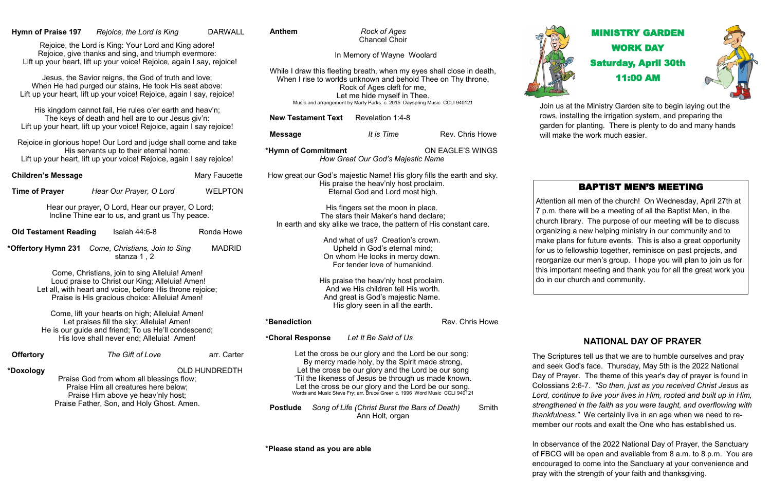**Hymn of Praise 197** *Rejoice, the Lord Is King* DARWALL

Rejoice, the Lord is King: Your Lord and King adore!
Rejoice, give thanks and sing, and triumph evermore:
Lift up your heart, lift up your voice! Rejoice, again I say, rejoice!

Jesus, the Savior reigns, the God of truth and love;
When He had purged our stains, He took His seat above:
Lift up your heart, lift up your voice! Rejoice, again I say, rejoice!

His kingdom cannot fail, He rules o'er earth and heav'n;
The keys of death and hell are to our Jesus giv'n:
Lift up your heart, lift up your voice! Rejoice, again I say rejoice!

Rejoice in glorious hope! Our Lord and judge shall come and take
His servants up to their eternal home:
Lift up your heart, lift up your voice! Rejoice, again I say rejoice!

**Children's Message** Mary Faucette

**Time of Prayer** *Hear Our Prayer, O Lord* WELPTON

Hear our prayer, O Lord, Hear our prayer, O Lord;
Incline Thine ear to us, and grant us Thy peace.

**Old Testament Reading** Isaiah 44:6-8 Ronda Howe

**\*Offertory Hymn 231** *Come, Christians, Join to Sing* MADRID
stanza 1 , 2

Come, Christians, join to sing Alleluia! Amen!
Loud praise to Christ our King; Alleluia! Amen!
Let all, with heart and voice, before His throne rejoice;
Praise is His gracious choice: Alleluia! Amen!

Come, lift your hearts on high; Alleluia! Amen!
Let praises fill the sky; Alleluia! Amen!
He is our guide and friend; To us He'll condescend;
His love shall never end; Alleluia! Amen!

**Offertory** *The Gift of Love* arr. Carter

**\*Doxology** OLD HUNDREDTH

Praise God from whom all blessings flow;
Praise Him all creatures here below;
Praise Him above ye heav'nly host;
Praise Father, Son, and Holy Ghost. Amen.

**Anthem** *Rock of Ages*
Chancel Choir

In Memory of Wayne Woolard

While I draw this fleeting breath, when my eyes shall close in death,
When I rise to worlds unknown and behold Thee on Thy throne,
Rock of Ages cleft for me,
Let me hide myself in Thee.
Music and arrangement by Marty Parks c. 2015 Dayspring Music CCLI 940121

**New Testament Text** Revelation 1:4-8

**Message** *It is Time* Rev. Chris Howe

**\*Hymn of Commitment** ON EAGLE'S WINGS
*How Great Our God's Majestic Name*

How great our God's majestic Name! His glory fills the earth and sky.
His praise the heav'nly host proclaim.
Eternal God and Lord most high.

His fingers set the moon in place.
The stars their Maker's hand declare;
In earth and sky alike we trace, the pattern of His constant care.

And what of us? Creation's crown.
Upheld in God's eternal mind;
On whom He looks in mercy down.
For tender love of humankind.

His praise the heav'nly host proclaim.
And we His children tell His worth.
And great is God's majestic Name.
His glory seen in all the earth.

**\*Benediction** Rev. Chris Howe

**\*Choral Response** *Let It Be Said of Us*

Let the cross be our glory and the Lord be our song;
By mercy made holy, by the Spirit made strong,
Let the cross be our glory and the Lord be our song
'Til the likeness of Jesus be through us made known.
Let the cross be our glory and the Lord be our song.
Words and Music Steve Fry; arr. Bruce Greer c. 1996 Word Music CCLI 940121

**Postlude** *Song of Life (Christ Burst the Bars of Death)* Smith
Ann Holt, organ

**\*Please stand as you are able**

## MINISTRY GARDEN WORK DAY
## Saturday, April 30th
## 11:00 AM

Join us at the Ministry Garden site to begin laying out the rows, installing the irrigation system, and preparing the garden for planting. There is plenty to do and many hands will make the work much easier.

## BAPTIST MEN'S MEETING

Attention all men of the church! On Wednesday, April 27th at 7 p.m. there will be a meeting of all the Baptist Men, in the church library. The purpose of our meeting will be to discuss organizing a new helping ministry in our community and to make plans for future events. This is also a great opportunity for us to fellowship together, reminisce on past projects, and reorganize our men's group. I hope you will plan to join us for this important meeting and thank you for all the great work you do in our church and community.

## NATIONAL DAY OF PRAYER

The Scriptures tell us that we are to humble ourselves and pray and seek God's face. Thursday, May 5th is the 2022 National Day of Prayer. The theme of this year's day of prayer is found in Colossians 2:6-7. *"So then, just as you received Christ Jesus as Lord, continue to live your lives in Him, rooted and built up in Him, strengthened in the faith as you were taught, and overflowing with thankfulness."* We certainly live in an age when we need to re-member our roots and exalt the One who has established us.

In observance of the 2022 National Day of Prayer, the Sanctuary of FBCG will be open and available from 8 a.m. to 8 p.m. You are encouraged to come into the Sanctuary at your convenience and pray with the strength of your faith and thanksgiving.